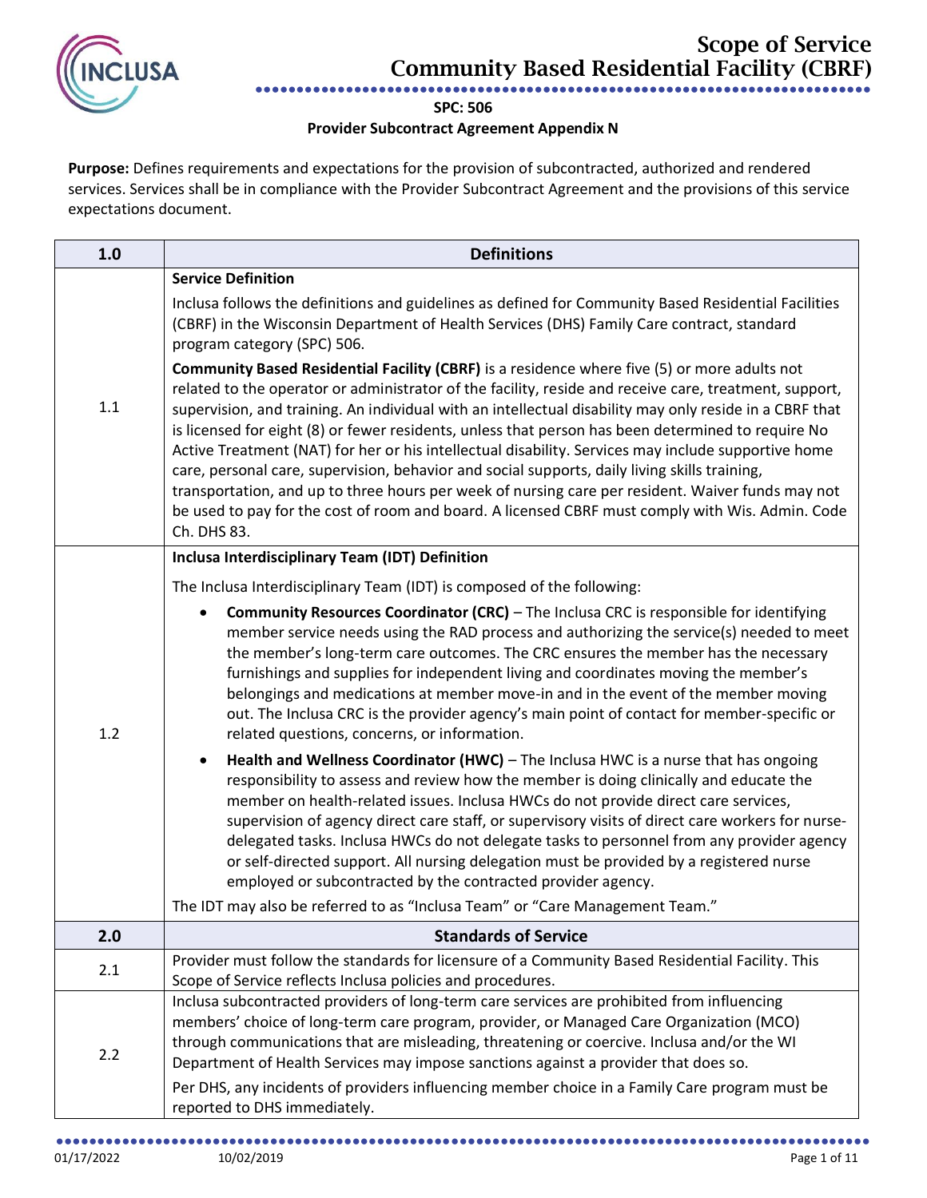# Scope of Service
# Community Based Residential Facility (CBRF)

**SPC: 506**

**Provider Subcontract Agreement Appendix N**

**Purpose:** Defines requirements and expectations for the provision of subcontracted, authorized and rendered services. Services shall be in compliance with the Provider Subcontract Agreement and the provisions of this service expectations document.

| 1.0 | Definitions |
|---|---|
| 1.1 | **Service Definition**<br><br>Inclusa follows the definitions and guidelines as defined for Community Based Residential Facilities (CBRF) in the Wisconsin Department of Health Services (DHS) Family Care contract, standard program category (SPC) 506.<br><br>**Community Based Residential Facility (CBRF)** is a residence where five (5) or more adults not related to the operator or administrator of the facility, reside and receive care, treatment, support, supervision, and training. An individual with an intellectual disability may only reside in a CBRF that is licensed for eight (8) or fewer residents, unless that person has been determined to require No Active Treatment (NAT) for her or his intellectual disability. Services may include supportive home care, personal care, supervision, behavior and social supports, daily living skills training, transportation, and up to three hours per week of nursing care per resident. Waiver funds may not be used to pay for the cost of room and board. A licensed CBRF must comply with Wis. Admin. Code Ch. DHS 83. |
| 1.2 | **Inclusa Interdisciplinary Team (IDT) Definition**<br><br>The Inclusa Interdisciplinary Team (IDT) is composed of the following:<br><br>• **Community Resources Coordinator (CRC)** – The Inclusa CRC is responsible for identifying member service needs using the RAD process and authorizing the service(s) needed to meet the member's long-term care outcomes. The CRC ensures the member has the necessary furnishings and supplies for independent living and coordinates moving the member's belongings and medications at member move-in and in the event of the member moving out. The Inclusa CRC is the provider agency's main point of contact for member-specific or related questions, concerns, or information.<br><br>• **Health and Wellness Coordinator (HWC)** – The Inclusa HWC is a nurse that has ongoing responsibility to assess and review how the member is doing clinically and educate the member on health-related issues. Inclusa HWCs do not provide direct care services, supervision of agency direct care staff, or supervisory visits of direct care workers for nurse-delegated tasks. Inclusa HWCs do not delegate tasks to personnel from any provider agency or self-directed support. All nursing delegation must be provided by a registered nurse employed or subcontracted by the contracted provider agency.<br><br>The IDT may also be referred to as "Inclusa Team" or "Care Management Team." |
| **2.0** | **Standards of Service** |
| 2.1 | Provider must follow the standards for licensure of a Community Based Residential Facility. This Scope of Service reflects Inclusa policies and procedures. |
| 2.2 | Inclusa subcontracted providers of long-term care services are prohibited from influencing members' choice of long-term care program, provider, or Managed Care Organization (MCO) through communications that are misleading, threatening or coercive. Inclusa and/or the WI Department of Health Services may impose sanctions against a provider that does so.<br><br>Per DHS, any incidents of providers influencing member choice in a Family Care program must be reported to DHS immediately. |

01/17/2022 10/02/2019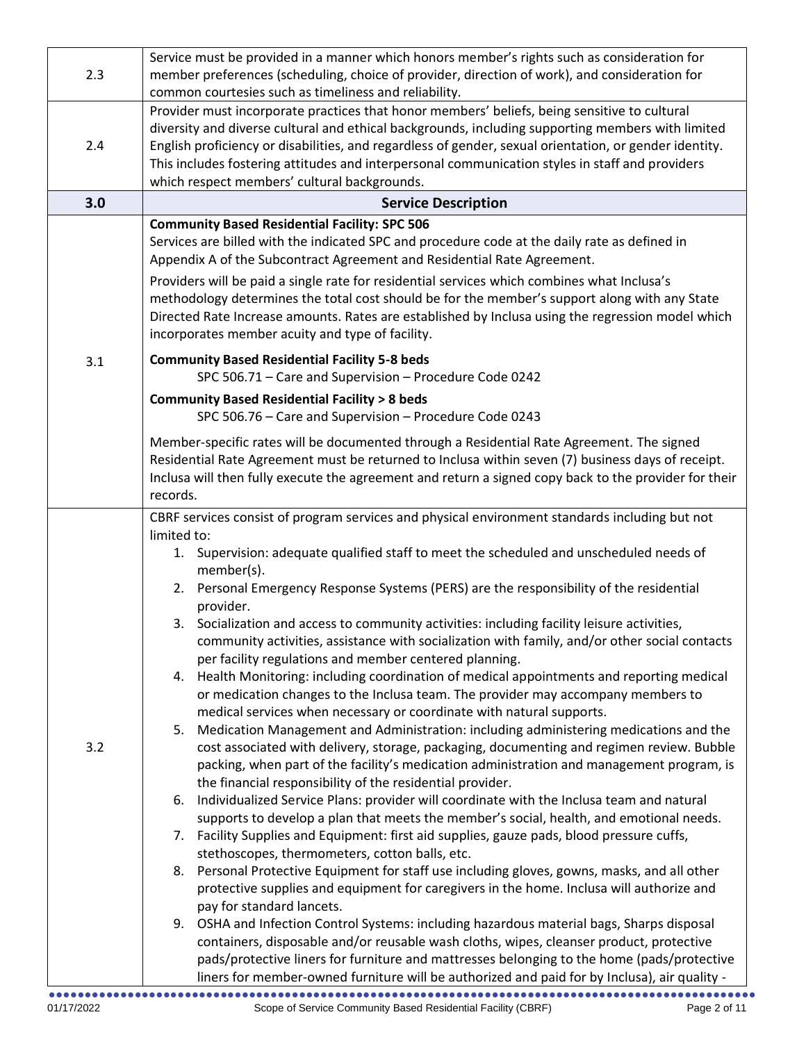| | |
|---|---|
| 2.3 | Service must be provided in a manner which honors member's rights such as consideration for member preferences (scheduling, choice of provider, direction of work), and consideration for common courtesies such as timeliness and reliability. |
| 2.4 | Provider must incorporate practices that honor members' beliefs, being sensitive to cultural diversity and diverse cultural and ethical backgrounds, including supporting members with limited English proficiency or disabilities, and regardless of gender, sexual orientation, or gender identity. This includes fostering attitudes and interpersonal communication styles in staff and providers which respect members' cultural backgrounds. |
| **3.0** | **Service Description** |
| 3.1 | **Community Based Residential Facility: SPC 506**<br>Services are billed with the indicated SPC and procedure code at the daily rate as defined in Appendix A of the Subcontract Agreement and Residential Rate Agreement.<br><br>Providers will be paid a single rate for residential services which combines what Inclusa's methodology determines the total cost should be for the member's support along with any State Directed Rate Increase amounts. Rates are established by Inclusa using the regression model which incorporates member acuity and type of facility.<br><br>**Community Based Residential Facility 5-8 beds**<br>SPC 506.71 – Care and Supervision – Procedure Code 0242<br><br>**Community Based Residential Facility > 8 beds**<br>SPC 506.76 – Care and Supervision – Procedure Code 0243<br><br>Member-specific rates will be documented through a Residential Rate Agreement. The signed Residential Rate Agreement must be returned to Inclusa within seven (7) business days of receipt. Inclusa will then fully execute the agreement and return a signed copy back to the provider for their records. |
| 3.2 | CBRF services consist of program services and physical environment standards including but not limited to:<br>1. Supervision: adequate qualified staff to meet the scheduled and unscheduled needs of member(s).<br>2. Personal Emergency Response Systems (PERS) are the responsibility of the residential provider.<br>3. Socialization and access to community activities: including facility leisure activities, community activities, assistance with socialization with family, and/or other social contacts per facility regulations and member centered planning.<br>4. Health Monitoring: including coordination of medical appointments and reporting medical or medication changes to the Inclusa team. The provider may accompany members to medical services when necessary or coordinate with natural supports.<br>5. Medication Management and Administration: including administering medications and the cost associated with delivery, storage, packaging, documenting and regimen review. Bubble packing, when part of the facility's medication administration and management program, is the financial responsibility of the residential provider.<br>6. Individualized Service Plans: provider will coordinate with the Inclusa team and natural supports to develop a plan that meets the member's social, health, and emotional needs.<br>7. Facility Supplies and Equipment: first aid supplies, gauze pads, blood pressure cuffs, stethoscopes, thermometers, cotton balls, etc.<br>8. Personal Protective Equipment for staff use including gloves, gowns, masks, and all other protective supplies and equipment for caregivers in the home. Inclusa will authorize and pay for standard lancets.<br>9. OSHA and Infection Control Systems: including hazardous material bags, Sharps disposal containers, disposable and/or reusable wash cloths, wipes, cleanser product, protective pads/protective liners for furniture and mattresses belonging to the home (pads/protective liners for member-owned furniture will be authorized and paid for by Inclusa), air quality - |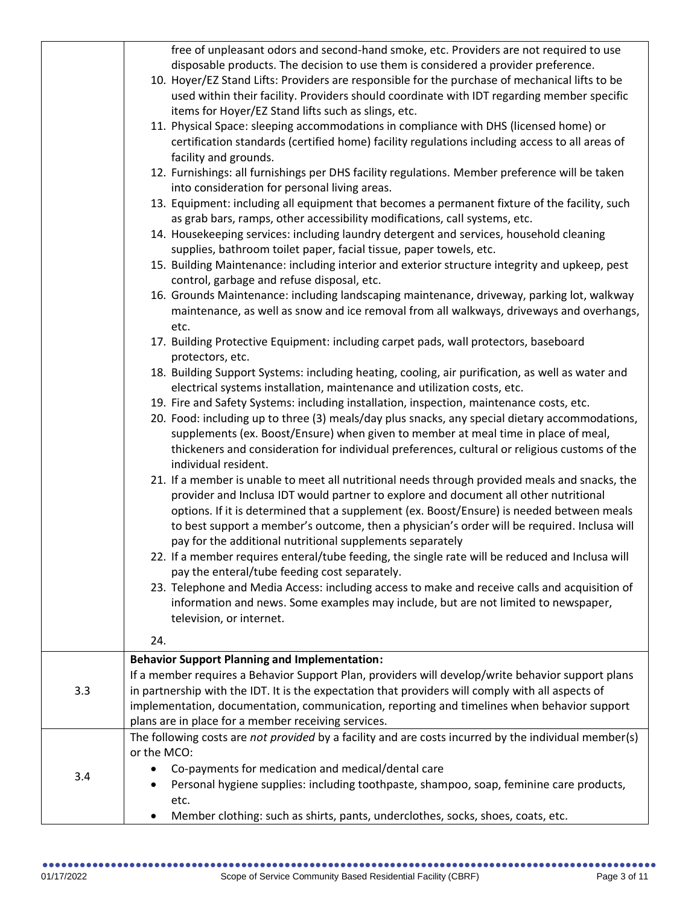| | |
|---|---|
| | free of unpleasant odors and second-hand smoke, etc. Providers are not required to use disposable products. The decision to use them is considered a provider preference.<br>10. Hoyer/EZ Stand Lifts: Providers are responsible for the purchase of mechanical lifts to be used within their facility. Providers should coordinate with IDT regarding member specific items for Hoyer/EZ Stand lifts such as slings, etc.<br>11. Physical Space: sleeping accommodations in compliance with DHS (licensed home) or certification standards (certified home) facility regulations including access to all areas of facility and grounds.<br>12. Furnishings: all furnishings per DHS facility regulations. Member preference will be taken into consideration for personal living areas.<br>13. Equipment: including all equipment that becomes a permanent fixture of the facility, such as grab bars, ramps, other accessibility modifications, call systems, etc.<br>14. Housekeeping services: including laundry detergent and services, household cleaning supplies, bathroom toilet paper, facial tissue, paper towels, etc.<br>15. Building Maintenance: including interior and exterior structure integrity and upkeep, pest control, garbage and refuse disposal, etc.<br>16. Grounds Maintenance: including landscaping maintenance, driveway, parking lot, walkway maintenance, as well as snow and ice removal from all walkways, driveways and overhangs, etc.<br>17. Building Protective Equipment: including carpet pads, wall protectors, baseboard protectors, etc.<br>18. Building Support Systems: including heating, cooling, air purification, as well as water and electrical systems installation, maintenance and utilization costs, etc.<br>19. Fire and Safety Systems: including installation, inspection, maintenance costs, etc.<br>20. Food: including up to three (3) meals/day plus snacks, any special dietary accommodations, supplements (ex. Boost/Ensure) when given to member at meal time in place of meal, thickeners and consideration for individual preferences, cultural or religious customs of the individual resident.<br>21. If a member is unable to meet all nutritional needs through provided meals and snacks, the provider and Inclusa IDT would partner to explore and document all other nutritional options. If it is determined that a supplement (ex. Boost/Ensure) is needed between meals to best support a member's outcome, then a physician's order will be required. Inclusa will pay for the additional nutritional supplements separately<br>22. If a member requires enteral/tube feeding, the single rate will be reduced and Inclusa will pay the enteral/tube feeding cost separately.<br>23. Telephone and Media Access: including access to make and receive calls and acquisition of information and news. Some examples may include, but are not limited to newspaper, television, or internet.<br>24. |
| 3.3 | **Behavior Support Planning and Implementation:**<br>If a member requires a Behavior Support Plan, providers will develop/write behavior support plans in partnership with the IDT. It is the expectation that providers will comply with all aspects of implementation, documentation, communication, reporting and timelines when behavior support plans are in place for a member receiving services. |
| 3.4 | The following costs are *not provided* by a facility and are costs incurred by the individual member(s) or the MCO:<br>• Co-payments for medication and medical/dental care<br>• Personal hygiene supplies: including toothpaste, shampoo, soap, feminine care products, etc.<br>• Member clothing: such as shirts, pants, underclothes, socks, shoes, coats, etc. |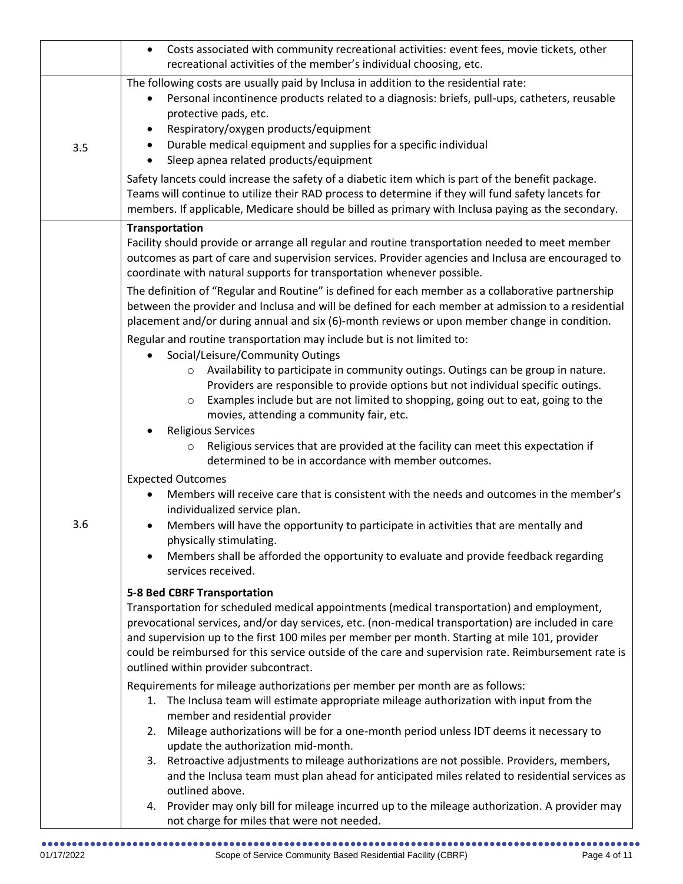| | |
|---|---|
| | • Costs associated with community recreational activities: event fees, movie tickets, other recreational activities of the member's individual choosing, etc. |
| 3.5 | The following costs are usually paid by Inclusa in addition to the residential rate:<br>• Personal incontinence products related to a diagnosis: briefs, pull-ups, catheters, reusable protective pads, etc.<br>• Respiratory/oxygen products/equipment<br>• Durable medical equipment and supplies for a specific individual<br>• Sleep apnea related products/equipment<br><br>Safety lancets could increase the safety of a diabetic item which is part of the benefit package. Teams will continue to utilize their RAD process to determine if they will fund safety lancets for members. If applicable, Medicare should be billed as primary with Inclusa paying as the secondary. |
| 3.6 | **Transportation**<br>Facility should provide or arrange all regular and routine transportation needed to meet member outcomes as part of care and supervision services. Provider agencies and Inclusa are encouraged to coordinate with natural supports for transportation whenever possible.<br><br>The definition of "Regular and Routine" is defined for each member as a collaborative partnership between the provider and Inclusa and will be defined for each member at admission to a residential placement and/or during annual and six (6)-month reviews or upon member change in condition.<br><br>Regular and routine transportation may include but is not limited to:<br>• Social/Leisure/Community Outings<br>&nbsp;&nbsp;&nbsp;&nbsp;○ Availability to participate in community outings. Outings can be group in nature. Providers are responsible to provide options but not individual specific outings.<br>&nbsp;&nbsp;&nbsp;&nbsp;○ Examples include but are not limited to shopping, going out to eat, going to the movies, attending a community fair, etc.<br>• Religious Services<br>&nbsp;&nbsp;&nbsp;&nbsp;○ Religious services that are provided at the facility can meet this expectation if determined to be in accordance with member outcomes.<br><br>Expected Outcomes<br>• Members will receive care that is consistent with the needs and outcomes in the member's individualized service plan.<br>• Members will have the opportunity to participate in activities that are mentally and physically stimulating.<br>• Members shall be afforded the opportunity to evaluate and provide feedback regarding services received.<br><br>**5-8 Bed CBRF Transportation**<br>Transportation for scheduled medical appointments (medical transportation) and employment, prevocational services, and/or day services, etc. (non-medical transportation) are included in care and supervision up to the first 100 miles per member per month. Starting at mile 101, provider could be reimbursed for this service outside of the care and supervision rate. Reimbursement rate is outlined within provider subcontract.<br><br>Requirements for mileage authorizations per member per month are as follows:<br>1. The Inclusa team will estimate appropriate mileage authorization with input from the member and residential provider<br>2. Mileage authorizations will be for a one-month period unless IDT deems it necessary to update the authorization mid-month.<br>3. Retroactive adjustments to mileage authorizations are not possible. Providers, members, and the Inclusa team must plan ahead for anticipated miles related to residential services as outlined above.<br>4. Provider may only bill for mileage incurred up to the mileage authorization. A provider may not charge for miles that were not needed. |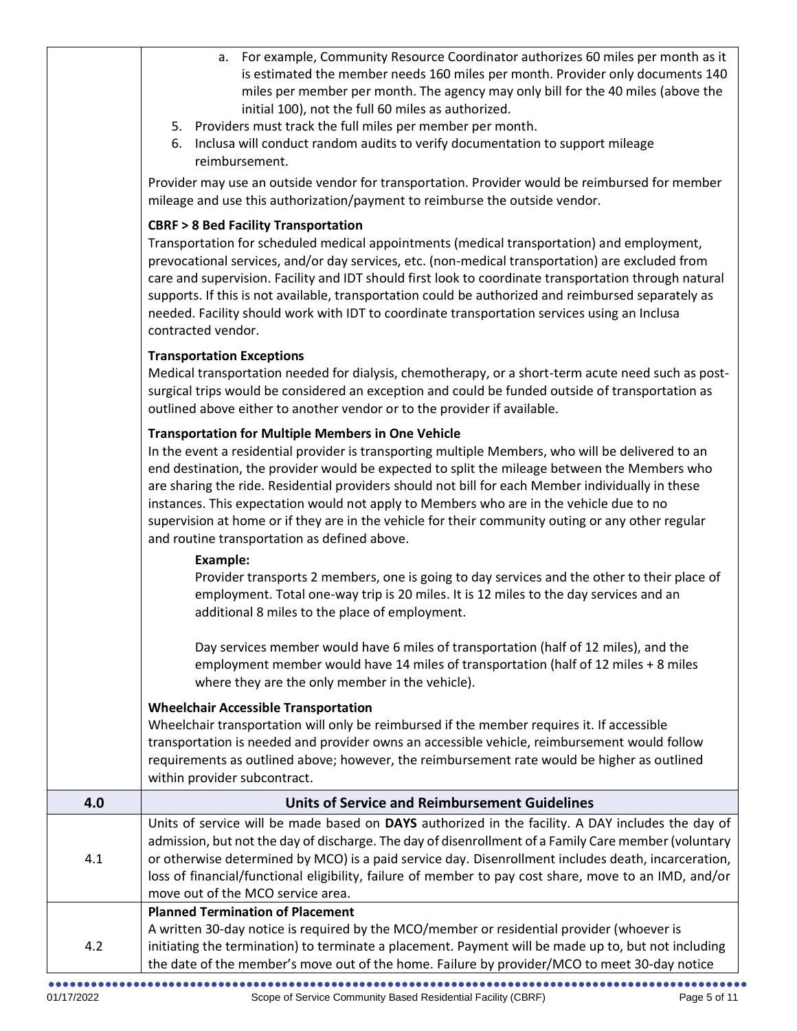| | |
|---|---|
| | a. For example, Community Resource Coordinator authorizes 60 miles per month as it is estimated the member needs 160 miles per month. Provider only documents 140 miles per member per month. The agency may only bill for the 40 miles (above the initial 100), not the full 60 miles as authorized.<br>5. Providers must track the full miles per member per month.<br>6. Inclusa will conduct random audits to verify documentation to support mileage reimbursement.<br><br>Provider may use an outside vendor for transportation. Provider would be reimbursed for member mileage and use this authorization/payment to reimburse the outside vendor.<br><br>**CBRF > 8 Bed Facility Transportation**<br>Transportation for scheduled medical appointments (medical transportation) and employment, prevocational services, and/or day services, etc. (non-medical transportation) are excluded from care and supervision. Facility and IDT should first look to coordinate transportation through natural supports. If this is not available, transportation could be authorized and reimbursed separately as needed. Facility should work with IDT to coordinate transportation services using an Inclusa contracted vendor.<br><br>**Transportation Exceptions**<br>Medical transportation needed for dialysis, chemotherapy, or a short-term acute need such as post-surgical trips would be considered an exception and could be funded outside of transportation as outlined above either to another vendor or to the provider if available.<br><br>**Transportation for Multiple Members in One Vehicle**<br>In the event a residential provider is transporting multiple Members, who will be delivered to an end destination, the provider would be expected to split the mileage between the Members who are sharing the ride. Residential providers should not bill for each Member individually in these instances. This expectation would not apply to Members who are in the vehicle due to no supervision at home or if they are in the vehicle for their community outing or any other regular and routine transportation as defined above.<br><br>**Example:**<br>Provider transports 2 members, one is going to day services and the other to their place of employment. Total one-way trip is 20 miles. It is 12 miles to the day services and an additional 8 miles to the place of employment.<br><br>Day services member would have 6 miles of transportation (half of 12 miles), and the employment member would have 14 miles of transportation (half of 12 miles + 8 miles where they are the only member in the vehicle).<br><br>**Wheelchair Accessible Transportation**<br>Wheelchair transportation will only be reimbursed if the member requires it. If accessible transportation is needed and provider owns an accessible vehicle, reimbursement would follow requirements as outlined above; however, the reimbursement rate would be higher as outlined within provider subcontract. |
| **4.0** | **Units of Service and Reimbursement Guidelines** |
| 4.1 | Units of service will be made based on **DAYS** authorized in the facility. A DAY includes the day of admission, but not the day of discharge. The day of disenrollment of a Family Care member (voluntary or otherwise determined by MCO) is a paid service day. Disenrollment includes death, incarceration, loss of financial/functional eligibility, failure of member to pay cost share, move to an IMD, and/or move out of the MCO service area. |
| 4.2 | **Planned Termination of Placement**<br>A written 30-day notice is required by the MCO/member or residential provider (whoever is initiating the termination) to terminate a placement. Payment will be made up to, but not including the date of the member's move out of the home. Failure by provider/MCO to meet 30-day notice |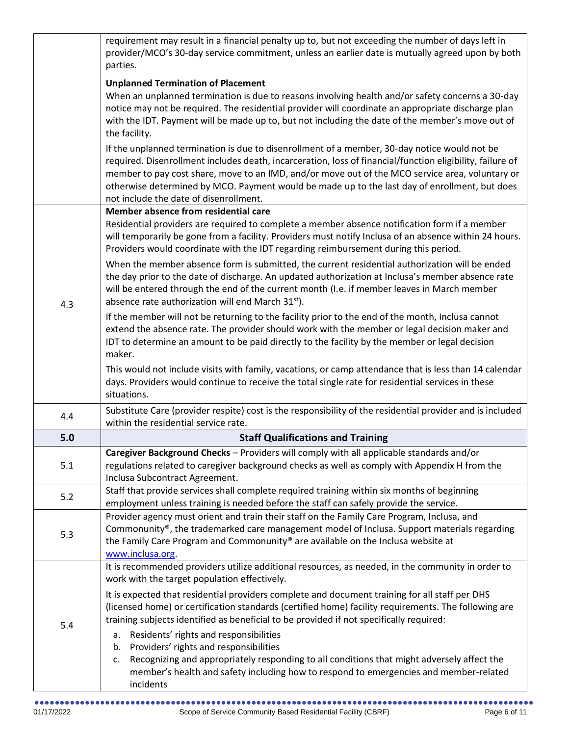| | |
|---|---|
| | requirement may result in a financial penalty up to, but not exceeding the number of days left in provider/MCO's 30-day service commitment, unless an earlier date is mutually agreed upon by both parties.<br><br>**Unplanned Termination of Placement**<br>When an unplanned termination is due to reasons involving health and/or safety concerns a 30-day notice may not be required. The residential provider will coordinate an appropriate discharge plan with the IDT. Payment will be made up to, but not including the date of the member's move out of the facility.<br><br>If the unplanned termination is due to disenrollment of a member, 30-day notice would not be required. Disenrollment includes death, incarceration, loss of financial/function eligibility, failure of member to pay cost share, move to an IMD, and/or move out of the MCO service area, voluntary or otherwise determined by MCO. Payment would be made up to the last day of enrollment, but does not include the date of disenrollment. |
| 4.3 | **Member absence from residential care**<br>Residential providers are required to complete a member absence notification form if a member will temporarily be gone from a facility. Providers must notify Inclusa of an absence within 24 hours. Providers would coordinate with the IDT regarding reimbursement during this period.<br><br>When the member absence form is submitted, the current residential authorization will be ended the day prior to the date of discharge. An updated authorization at Inclusa's member absence rate will be entered through the end of the current month (I.e. if member leaves in March member absence rate authorization will end March 31st).<br><br>If the member will not be returning to the facility prior to the end of the month, Inclusa cannot extend the absence rate. The provider should work with the member or legal decision maker and IDT to determine an amount to be paid directly to the facility by the member or legal decision maker.<br><br>This would not include visits with family, vacations, or camp attendance that is less than 14 calendar days. Providers would continue to receive the total single rate for residential services in these situations. |
| 4.4 | Substitute Care (provider respite) cost is the responsibility of the residential provider and is included within the residential service rate. |
| **5.0** | **Staff Qualifications and Training** |
| 5.1 | **Caregiver Background Checks** – Providers will comply with all applicable standards and/or regulations related to caregiver background checks as well as comply with Appendix H from the Inclusa Subcontract Agreement. |
| 5.2 | Staff that provide services shall complete required training within six months of beginning employment unless training is needed before the staff can safely provide the service. |
| 5.3 | Provider agency must orient and train their staff on the Family Care Program, Inclusa, and Commonunity®, the trademarked care management model of Inclusa. Support materials regarding the Family Care Program and Commonunity® are available on the Inclusa website at www.inclusa.org. |
| 5.4 | It is recommended providers utilize additional resources, as needed, in the community in order to work with the target population effectively.<br><br>It is expected that residential providers complete and document training for all staff per DHS (licensed home) or certification standards (certified home) facility requirements. The following are training subjects identified as beneficial to be provided if not specifically required:<br><br>a. Residents' rights and responsibilities<br>b. Providers' rights and responsibilities<br>c. Recognizing and appropriately responding to all conditions that might adversely affect the member's health and safety including how to respond to emergencies and member-related incidents |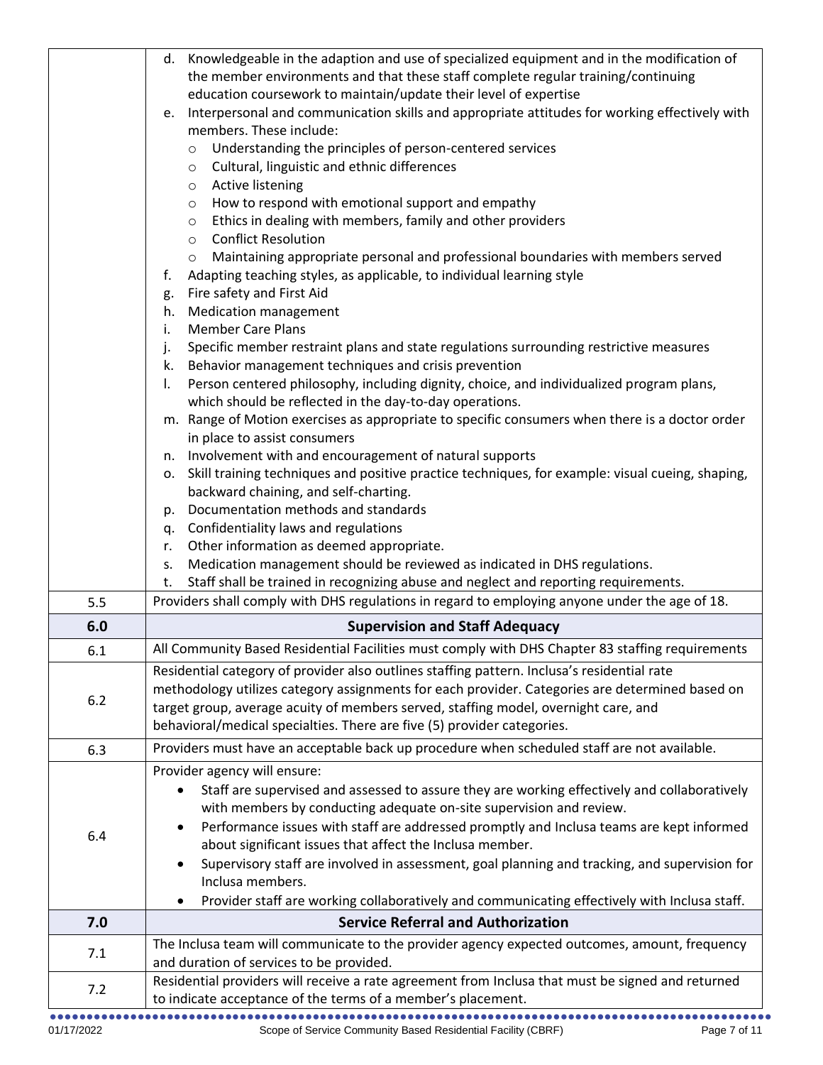| | |
|---|---|
| | d. Knowledgeable in the adaption and use of specialized equipment and in the modification of the member environments and that these staff complete regular training/continuing education coursework to maintain/update their level of expertise<br>e. Interpersonal and communication skills and appropriate attitudes for working effectively with members. These include:<br>○ Understanding the principles of person-centered services<br>○ Cultural, linguistic and ethnic differences<br>○ Active listening<br>○ How to respond with emotional support and empathy<br>○ Ethics in dealing with members, family and other providers<br>○ Conflict Resolution<br>○ Maintaining appropriate personal and professional boundaries with members served<br>f. Adapting teaching styles, as applicable, to individual learning style<br>g. Fire safety and First Aid<br>h. Medication management<br>i. Member Care Plans<br>j. Specific member restraint plans and state regulations surrounding restrictive measures<br>k. Behavior management techniques and crisis prevention<br>l. Person centered philosophy, including dignity, choice, and individualized program plans, which should be reflected in the day-to-day operations.<br>m. Range of Motion exercises as appropriate to specific consumers when there is a doctor order in place to assist consumers<br>n. Involvement with and encouragement of natural supports<br>o. Skill training techniques and positive practice techniques, for example: visual cueing, shaping, backward chaining, and self-charting.<br>p. Documentation methods and standards<br>q. Confidentiality laws and regulations<br>r. Other information as deemed appropriate.<br>s. Medication management should be reviewed as indicated in DHS regulations.<br>t. Staff shall be trained in recognizing abuse and neglect and reporting requirements. |
| 5.5 | Providers shall comply with DHS regulations in regard to employing anyone under the age of 18. |
| **6.0** | **Supervision and Staff Adequacy** |
| 6.1 | All Community Based Residential Facilities must comply with DHS Chapter 83 staffing requirements |
| 6.2 | Residential category of provider also outlines staffing pattern. Inclusa's residential rate methodology utilizes category assignments for each provider. Categories are determined based on target group, average acuity of members served, staffing model, overnight care, and behavioral/medical specialties. There are five (5) provider categories. |
| 6.3 | Providers must have an acceptable back up procedure when scheduled staff are not available. |
| 6.4 | Provider agency will ensure:<br>• Staff are supervised and assessed to assure they are working effectively and collaboratively with members by conducting adequate on-site supervision and review.<br>• Performance issues with staff are addressed promptly and Inclusa teams are kept informed about significant issues that affect the Inclusa member.<br>• Supervisory staff are involved in assessment, goal planning and tracking, and supervision for Inclusa members.<br>• Provider staff are working collaboratively and communicating effectively with Inclusa staff. |
| **7.0** | **Service Referral and Authorization** |
| 7.1 | The Inclusa team will communicate to the provider agency expected outcomes, amount, frequency and duration of services to be provided. |
| 7.2 | Residential providers will receive a rate agreement from Inclusa that must be signed and returned to indicate acceptance of the terms of a member's placement. |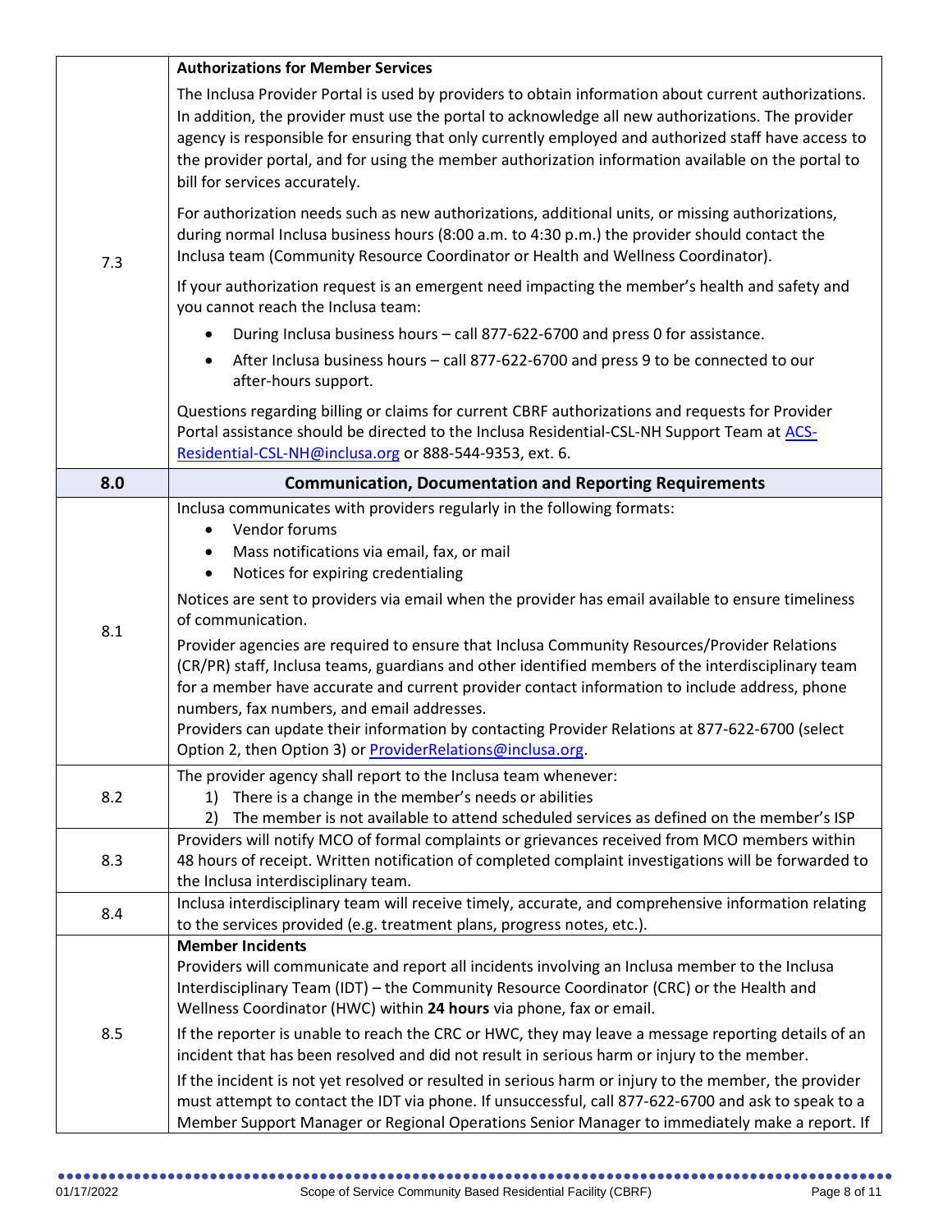| | |
|---|---|
| 7.3 | **Authorizations for Member Services**<br><br>The Inclusa Provider Portal is used by providers to obtain information about current authorizations. In addition, the provider must use the portal to acknowledge all new authorizations. The provider agency is responsible for ensuring that only currently employed and authorized staff have access to the provider portal, and for using the member authorization information available on the portal to bill for services accurately.<br><br>For authorization needs such as new authorizations, additional units, or missing authorizations, during normal Inclusa business hours (8:00 a.m. to 4:30 p.m.) the provider should contact the Inclusa team (Community Resource Coordinator or Health and Wellness Coordinator).<br><br>If your authorization request is an emergent need impacting the member's health and safety and you cannot reach the Inclusa team:<br>• During Inclusa business hours – call 877-622-6700 and press 0 for assistance.<br>• After Inclusa business hours – call 877-622-6700 and press 9 to be connected to our after-hours support.<br><br>Questions regarding billing or claims for current CBRF authorizations and requests for Provider Portal assistance should be directed to the Inclusa Residential-CSL-NH Support Team at ACS-Residential-CSL-NH@inclusa.org or 888-544-9353, ext. 6. |
| **8.0** | **Communication, Documentation and Reporting Requirements** |
| 8.1 | Inclusa communicates with providers regularly in the following formats:<br>• Vendor forums<br>• Mass notifications via email, fax, or mail<br>• Notices for expiring credentialing<br><br>Notices are sent to providers via email when the provider has email available to ensure timeliness of communication.<br><br>Provider agencies are required to ensure that Inclusa Community Resources/Provider Relations (CR/PR) staff, Inclusa teams, guardians and other identified members of the interdisciplinary team for a member have accurate and current provider contact information to include address, phone numbers, fax numbers, and email addresses.<br>Providers can update their information by contacting Provider Relations at 877-622-6700 (select Option 2, then Option 3) or ProviderRelations@inclusa.org. |
| 8.2 | The provider agency shall report to the Inclusa team whenever:<br>1) There is a change in the member's needs or abilities<br>2) The member is not available to attend scheduled services as defined on the member's ISP |
| 8.3 | Providers will notify MCO of formal complaints or grievances received from MCO members within 48 hours of receipt. Written notification of completed complaint investigations will be forwarded to the Inclusa interdisciplinary team. |
| 8.4 | Inclusa interdisciplinary team will receive timely, accurate, and comprehensive information relating to the services provided (e.g. treatment plans, progress notes, etc.). |
| 8.5 | **Member Incidents**<br>Providers will communicate and report all incidents involving an Inclusa member to the Inclusa Interdisciplinary Team (IDT) – the Community Resource Coordinator (CRC) or the Health and Wellness Coordinator (HWC) within **24 hours** via phone, fax or email.<br><br>If the reporter is unable to reach the CRC or HWC, they may leave a message reporting details of an incident that has been resolved and did not result in serious harm or injury to the member.<br><br>If the incident is not yet resolved or resulted in serious harm or injury to the member, the provider must attempt to contact the IDT via phone. If unsuccessful, call 877-622-6700 and ask to speak to a Member Support Manager or Regional Operations Senior Manager to immediately make a report. If |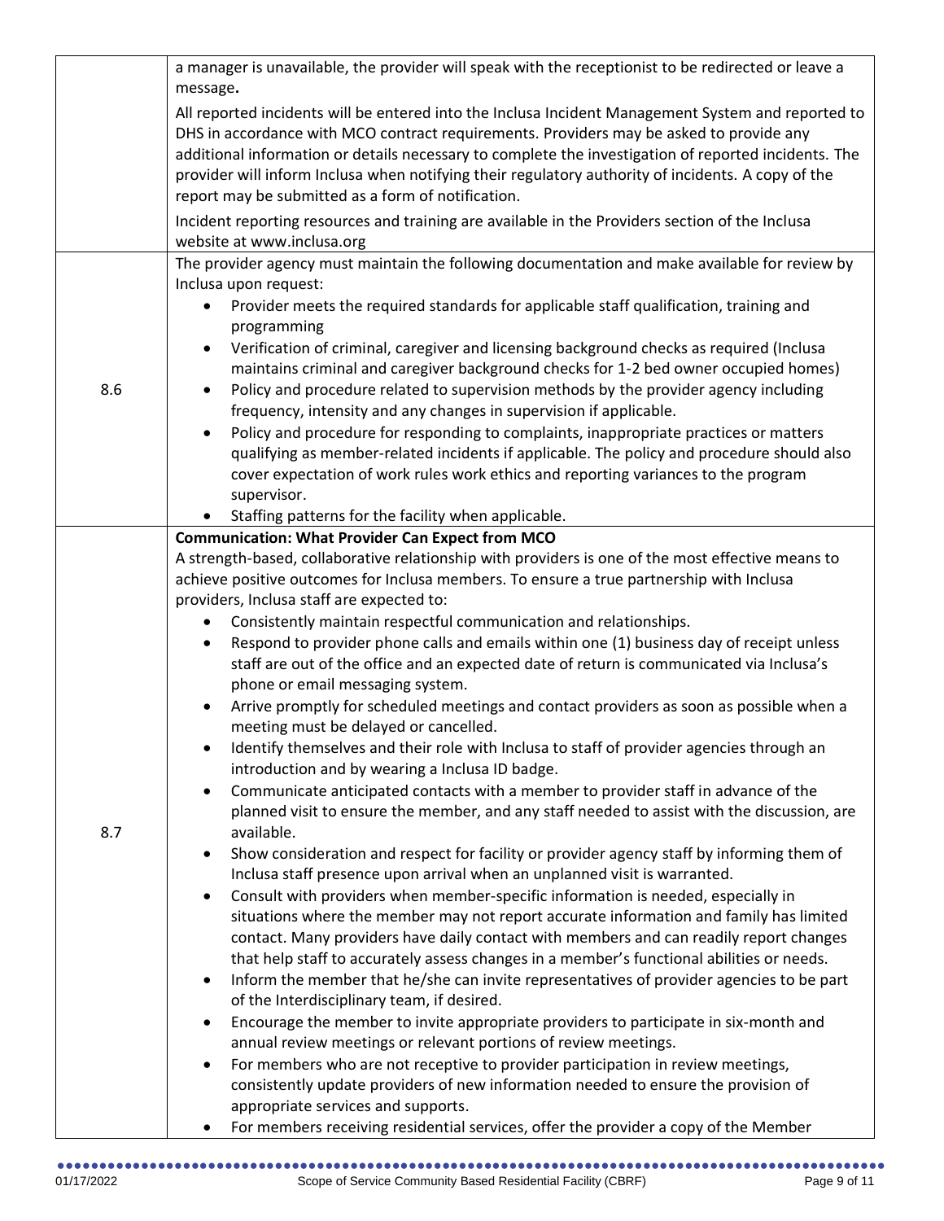| | |
|---|---|
| | a manager is unavailable, the provider will speak with the receptionist to be redirected or leave a message.<br><br>All reported incidents will be entered into the Inclusa Incident Management System and reported to DHS in accordance with MCO contract requirements. Providers may be asked to provide any additional information or details necessary to complete the investigation of reported incidents. The provider will inform Inclusa when notifying their regulatory authority of incidents. A copy of the report may be submitted as a form of notification.<br><br>Incident reporting resources and training are available in the Providers section of the Inclusa website at www.inclusa.org |
| 8.6 | The provider agency must maintain the following documentation and make available for review by Inclusa upon request:<br>• Provider meets the required standards for applicable staff qualification, training and programming<br>• Verification of criminal, caregiver and licensing background checks as required (Inclusa maintains criminal and caregiver background checks for 1-2 bed owner occupied homes)<br>• Policy and procedure related to supervision methods by the provider agency including frequency, intensity and any changes in supervision if applicable.<br>• Policy and procedure for responding to complaints, inappropriate practices or matters qualifying as member-related incidents if applicable. The policy and procedure should also cover expectation of work rules work ethics and reporting variances to the program supervisor.<br>• Staffing patterns for the facility when applicable. |
| 8.7 | **Communication: What Provider Can Expect from MCO**<br>A strength-based, collaborative relationship with providers is one of the most effective means to achieve positive outcomes for Inclusa members. To ensure a true partnership with Inclusa providers, Inclusa staff are expected to:<br>• Consistently maintain respectful communication and relationships.<br>• Respond to provider phone calls and emails within one (1) business day of receipt unless staff are out of the office and an expected date of return is communicated via Inclusa's phone or email messaging system.<br>• Arrive promptly for scheduled meetings and contact providers as soon as possible when a meeting must be delayed or cancelled.<br>• Identify themselves and their role with Inclusa to staff of provider agencies through an introduction and by wearing a Inclusa ID badge.<br>• Communicate anticipated contacts with a member to provider staff in advance of the planned visit to ensure the member, and any staff needed to assist with the discussion, are available.<br>• Show consideration and respect for facility or provider agency staff by informing them of Inclusa staff presence upon arrival when an unplanned visit is warranted.<br>• Consult with providers when member-specific information is needed, especially in situations where the member may not report accurate information and family has limited contact. Many providers have daily contact with members and can readily report changes that help staff to accurately assess changes in a member's functional abilities or needs.<br>• Inform the member that he/she can invite representatives of provider agencies to be part of the Interdisciplinary team, if desired.<br>• Encourage the member to invite appropriate providers to participate in six-month and annual review meetings or relevant portions of review meetings.<br>• For members who are not receptive to provider participation in review meetings, consistently update providers of new information needed to ensure the provision of appropriate services and supports.<br>• For members receiving residential services, offer the provider a copy of the Member |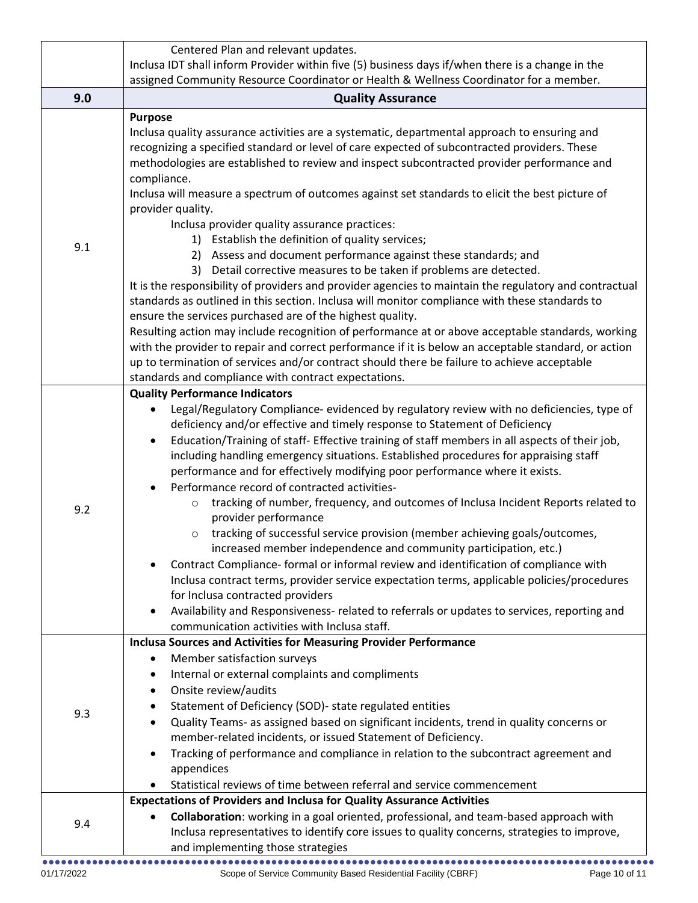| | |
|---|---|
| | Centered Plan and relevant updates.<br>Inclusa IDT shall inform Provider within five (5) business days if/when there is a change in the assigned Community Resource Coordinator or Health & Wellness Coordinator for a member. |
| **9.0** | **Quality Assurance** |
| 9.1 | **Purpose**<br>Inclusa quality assurance activities are a systematic, departmental approach to ensuring and recognizing a specified standard or level of care expected of subcontracted providers. These methodologies are established to review and inspect subcontracted provider performance and compliance.<br>Inclusa will measure a spectrum of outcomes against set standards to elicit the best picture of provider quality.<br>Inclusa provider quality assurance practices:<br>1) Establish the definition of quality services;<br>2) Assess and document performance against these standards; and<br>3) Detail corrective measures to be taken if problems are detected.<br>It is the responsibility of providers and provider agencies to maintain the regulatory and contractual standards as outlined in this section. Inclusa will monitor compliance with these standards to ensure the services purchased are of the highest quality.<br>Resulting action may include recognition of performance at or above acceptable standards, working with the provider to repair and correct performance if it is below an acceptable standard, or action up to termination of services and/or contract should there be failure to achieve acceptable standards and compliance with contract expectations. |
| 9.2 | **Quality Performance Indicators**<br>• Legal/Regulatory Compliance- evidenced by regulatory review with no deficiencies, type of deficiency and/or effective and timely response to Statement of Deficiency<br>• Education/Training of staff- Effective training of staff members in all aspects of their job, including handling emergency situations. Established procedures for appraising staff performance and for effectively modifying poor performance where it exists.<br>• Performance record of contracted activities-<br>&nbsp;&nbsp;&nbsp;&nbsp;○ tracking of number, frequency, and outcomes of Inclusa Incident Reports related to provider performance<br>&nbsp;&nbsp;&nbsp;&nbsp;○ tracking of successful service provision (member achieving goals/outcomes, increased member independence and community participation, etc.)<br>• Contract Compliance- formal or informal review and identification of compliance with Inclusa contract terms, provider service expectation terms, applicable policies/procedures for Inclusa contracted providers<br>• Availability and Responsiveness- related to referrals or updates to services, reporting and communication activities with Inclusa staff. |
| 9.3 | **Inclusa Sources and Activities for Measuring Provider Performance**<br>• Member satisfaction surveys<br>• Internal or external complaints and compliments<br>• Onsite review/audits<br>• Statement of Deficiency (SOD)- state regulated entities<br>• Quality Teams- as assigned based on significant incidents, trend in quality concerns or member-related incidents, or issued Statement of Deficiency.<br>• Tracking of performance and compliance in relation to the subcontract agreement and appendices<br>• Statistical reviews of time between referral and service commencement |
| 9.4 | **Expectations of Providers and Inclusa for Quality Assurance Activities**<br>• **Collaboration**: working in a goal oriented, professional, and team-based approach with Inclusa representatives to identify core issues to quality concerns, strategies to improve, and implementing those strategies |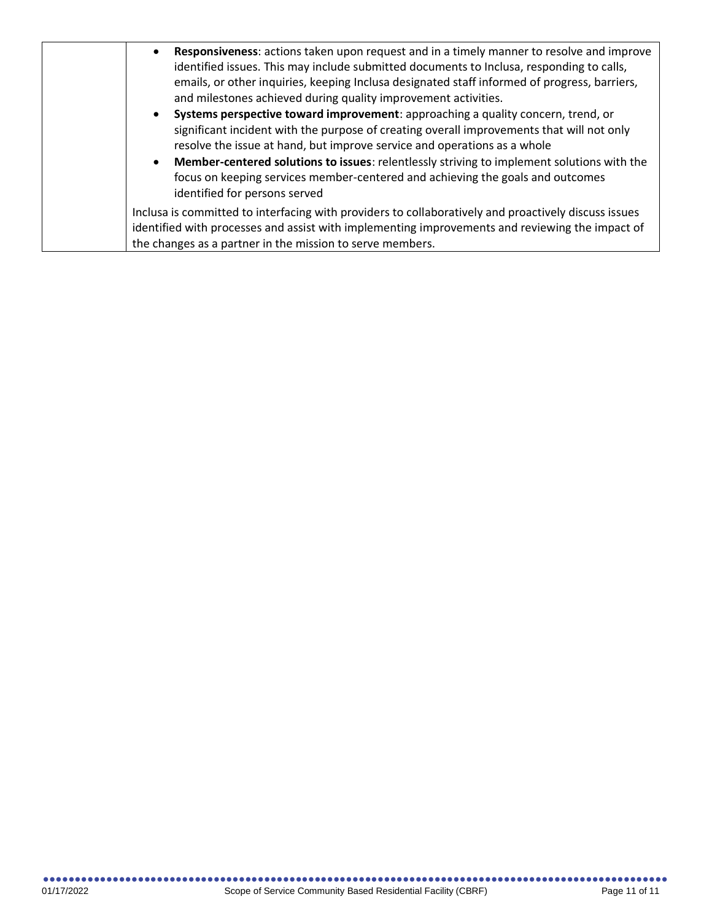| | |
|---|---|
| | • **Responsiveness**: actions taken upon request and in a timely manner to resolve and improve identified issues. This may include submitted documents to Inclusa, responding to calls, emails, or other inquiries, keeping Inclusa designated staff informed of progress, barriers, and milestones achieved during quality improvement activities.<br>• **Systems perspective toward improvement**: approaching a quality concern, trend, or significant incident with the purpose of creating overall improvements that will not only resolve the issue at hand, but improve service and operations as a whole<br>• **Member-centered solutions to issues**: relentlessly striving to implement solutions with the focus on keeping services member-centered and achieving the goals and outcomes identified for persons served<br><br>Inclusa is committed to interfacing with providers to collaboratively and proactively discuss issues identified with processes and assist with implementing improvements and reviewing the impact of the changes as a partner in the mission to serve members. |